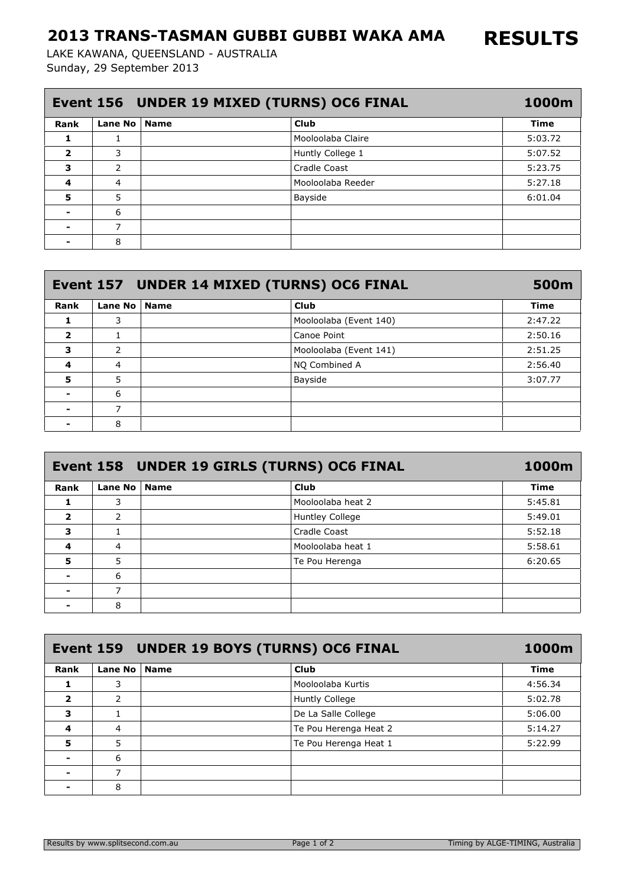# 2013 TRANS-TASMAN GUBBI GUBBI WAKA AMA

# RESULTS

LAKE KAWANA, QUEENSLAND - AUSTRALIA
Sunday, 29 September 2013

## Event 156 UNDER 19 MIXED (TURNS) OC6 FINAL — 1000m

| Rank | Lane No | Name | Club | Time |
|---|---|---|---|---|
| 1 | 1 | | Mooloolaba Claire | 5:03.72 |
| 2 | 3 | | Huntly College 1 | 5:07.52 |
| 3 | 2 | | Cradle Coast | 5:23.75 |
| 4 | 4 | | Mooloolaba Reeder | 5:27.18 |
| 5 | 5 | | Bayside | 6:01.04 |
| - | 6 | | | |
| - | 7 | | | |
| - | 8 | | | |

## Event 157 UNDER 14 MIXED (TURNS) OC6 FINAL — 500m

| Rank | Lane No | Name | Club | Time |
|---|---|---|---|---|
| 1 | 3 | | Mooloolaba (Event 140) | 2:47.22 |
| 2 | 1 | | Canoe Point | 2:50.16 |
| 3 | 2 | | Mooloolaba (Event 141) | 2:51.25 |
| 4 | 4 | | NQ Combined A | 2:56.40 |
| 5 | 5 | | Bayside | 3:07.77 |
| - | 6 | | | |
| - | 7 | | | |
| - | 8 | | | |

## Event 158 UNDER 19 GIRLS (TURNS) OC6 FINAL — 1000m

| Rank | Lane No | Name | Club | Time |
|---|---|---|---|---|
| 1 | 3 | | Mooloolaba heat 2 | 5:45.81 |
| 2 | 2 | | Huntley College | 5:49.01 |
| 3 | 1 | | Cradle Coast | 5:52.18 |
| 4 | 4 | | Mooloolaba heat 1 | 5:58.61 |
| 5 | 5 | | Te Pou Herenga | 6:20.65 |
| - | 6 | | | |
| - | 7 | | | |
| - | 8 | | | |

## Event 159 UNDER 19 BOYS (TURNS) OC6 FINAL — 1000m

| Rank | Lane No | Name | Club | Time |
|---|---|---|---|---|
| 1 | 3 | | Mooloolaba Kurtis | 4:56.34 |
| 2 | 2 | | Huntly College | 5:02.78 |
| 3 | 1 | | De La Salle College | 5:06.00 |
| 4 | 4 | | Te Pou Herenga Heat 2 | 5:14.27 |
| 5 | 5 | | Te Pou Herenga Heat 1 | 5:22.99 |
| - | 6 | | | |
| - | 7 | | | |
| - | 8 | | | |

Results by www.splitsecond.com.au — Timing by ALGE-TIMING, Australia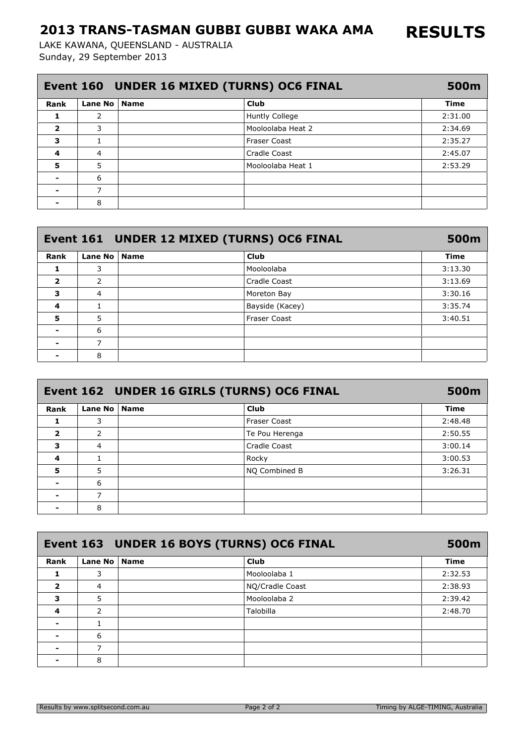# 2013 TRANS-TASMAN GUBBI GUBBI WAKA AMA

**RESULTS**

LAKE KAWANA, QUEENSLAND - AUSTRALIA
Sunday, 29 September 2013

## Event 160 UNDER 16 MIXED (TURNS) OC6 FINAL — 500m

| Rank | Lane No | Name | Club | Time |
|---|---|---|---|---|
| 1 | 2 | | Huntly College | 2:31.00 |
| 2 | 3 | | Mooloolaba Heat 2 | 2:34.69 |
| 3 | 1 | | Fraser Coast | 2:35.27 |
| 4 | 4 | | Cradle Coast | 2:45.07 |
| 5 | 5 | | Mooloolaba Heat 1 | 2:53.29 |
| - | 6 | | | |
| - | 7 | | | |
| - | 8 | | | |

## Event 161 UNDER 12 MIXED (TURNS) OC6 FINAL — 500m

| Rank | Lane No | Name | Club | Time |
|---|---|---|---|---|
| 1 | 3 | | Mooloolaba | 3:13.30 |
| 2 | 2 | | Cradle Coast | 3:13.69 |
| 3 | 4 | | Moreton Bay | 3:30.16 |
| 4 | 1 | | Bayside (Kacey) | 3:35.74 |
| 5 | 5 | | Fraser Coast | 3:40.51 |
| - | 6 | | | |
| - | 7 | | | |
| - | 8 | | | |

## Event 162 UNDER 16 GIRLS (TURNS) OC6 FINAL — 500m

| Rank | Lane No | Name | Club | Time |
|---|---|---|---|---|
| 1 | 3 | | Fraser Coast | 2:48.48 |
| 2 | 2 | | Te Pou Herenga | 2:50.55 |
| 3 | 4 | | Cradle Coast | 3:00.14 |
| 4 | 1 | | Rocky | 3:00.53 |
| 5 | 5 | | NQ Combined B | 3:26.31 |
| - | 6 | | | |
| - | 7 | | | |
| - | 8 | | | |

## Event 163 UNDER 16 BOYS (TURNS) OC6 FINAL — 500m

| Rank | Lane No | Name | Club | Time |
|---|---|---|---|---|
| 1 | 3 | | Mooloolaba 1 | 2:32.53 |
| 2 | 4 | | NQ/Cradle Coast | 2:38.93 |
| 3 | 5 | | Mooloolaba 2 | 2:39.42 |
| 4 | 2 | | Talobilla | 2:48.70 |
| - | 1 | | | |
| - | 6 | | | |
| - | 7 | | | |
| - | 8 | | | |

Results by www.splitsecond.com.au

Timing by ALGE-TIMING, Australia